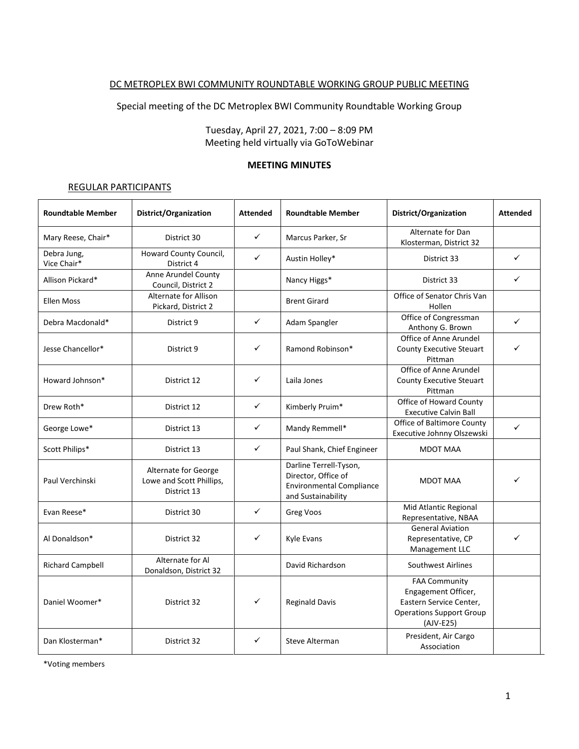DC METROPLEX BWI COMMUNITY ROUNDTABLE WORKING GROUP PUBLIC MEETING

Special meeting of the DC Metroplex BWI Community Roundtable Working Group

Tuesday, April 27, 2021, 7:00 – 8:09 PM
Meeting held virtually via GoToWebinar

**MEETING MINUTES**

REGULAR PARTICIPANTS

| Roundtable Member | District/Organization | Attended | Roundtable Member | District/Organization | Attended |
|---|---|---|---|---|---|
| Mary Reese, Chair* | District 30 | ✓ | Marcus Parker, Sr | Alternate for Dan Klosterman, District 32 | |
| Debra Jung, Vice Chair* | Howard County Council, District 4 | ✓ | Austin Holley* | District 33 | ✓ |
| Allison Pickard* | Anne Arundel County Council, District 2 | | Nancy Higgs* | District 33 | ✓ |
| Ellen Moss | Alternate for Allison Pickard, District 2 | | Brent Girard | Office of Senator Chris Van Hollen | |
| Debra Macdonald* | District 9 | ✓ | Adam Spangler | Office of Congressman Anthony G. Brown | ✓ |
| Jesse Chancellor* | District 9 | ✓ | Ramond Robinson* | Office of Anne Arundel County Executive Steuart Pittman | ✓ |
| Howard Johnson* | District 12 | ✓ | Laila Jones | Office of Anne Arundel County Executive Steuart Pittman | |
| Drew Roth* | District 12 | ✓ | Kimberly Pruim* | Office of Howard County Executive Calvin Ball | |
| George Lowe* | District 13 | ✓ | Mandy Remmell* | Office of Baltimore County Executive Johnny Olszewski | ✓ |
| Scott Philips* | District 13 | ✓ | Paul Shank, Chief Engineer | MDOT MAA | |
| Paul Verchinski | Alternate for George Lowe and Scott Phillips, District 13 | | Darline Terrell-Tyson, Director, Office of Environmental Compliance and Sustainability | MDOT MAA | ✓ |
| Evan Reese* | District 30 | ✓ | Greg Voos | Mid Atlantic Regional Representative, NBAA | |
| Al Donaldson* | District 32 | ✓ | Kyle Evans | General Aviation Representative, CP Management LLC | ✓ |
| Richard Campbell | Alternate for Al Donaldson, District 32 | | David Richardson | Southwest Airlines | |
| Daniel Woomer* | District 32 | ✓ | Reginald Davis | FAA Community Engagement Officer, Eastern Service Center, Operations Support Group (AJV-E25) | |
| Dan Klosterman* | District 32 | ✓ | Steve Alterman | President, Air Cargo Association | |

*Voting members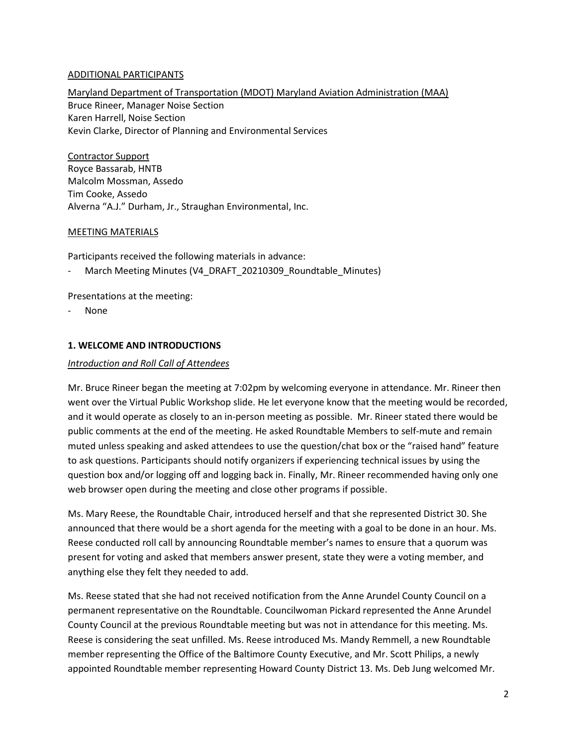ADDITIONAL PARTICIPANTS

Maryland Department of Transportation (MDOT) Maryland Aviation Administration (MAA)
Bruce Rineer, Manager Noise Section
Karen Harrell, Noise Section
Kevin Clarke, Director of Planning and Environmental Services

Contractor Support
Royce Bassarab, HNTB
Malcolm Mossman, Assedo
Tim Cooke, Assedo
Alverna "A.J." Durham, Jr., Straughan Environmental, Inc.

MEETING MATERIALS

Participants received the following materials in advance:

- March Meeting Minutes (V4_DRAFT_20210309_Roundtable_Minutes)

Presentations at the meeting:

- None

## 1. WELCOME AND INTRODUCTIONS

*Introduction and Roll Call of Attendees*

Mr. Bruce Rineer began the meeting at 7:02pm by welcoming everyone in attendance. Mr. Rineer then went over the Virtual Public Workshop slide. He let everyone know that the meeting would be recorded, and it would operate as closely to an in-person meeting as possible. Mr. Rineer stated there would be public comments at the end of the meeting. He asked Roundtable Members to self-mute and remain muted unless speaking and asked attendees to use the question/chat box or the "raised hand" feature to ask questions. Participants should notify organizers if experiencing technical issues by using the question box and/or logging off and logging back in. Finally, Mr. Rineer recommended having only one web browser open during the meeting and close other programs if possible.

Ms. Mary Reese, the Roundtable Chair, introduced herself and that she represented District 30. She announced that there would be a short agenda for the meeting with a goal to be done in an hour. Ms. Reese conducted roll call by announcing Roundtable member's names to ensure that a quorum was present for voting and asked that members answer present, state they were a voting member, and anything else they felt they needed to add.

Ms. Reese stated that she had not received notification from the Anne Arundel County Council on a permanent representative on the Roundtable. Councilwoman Pickard represented the Anne Arundel County Council at the previous Roundtable meeting but was not in attendance for this meeting. Ms. Reese is considering the seat unfilled. Ms. Reese introduced Ms. Mandy Remmell, a new Roundtable member representing the Office of the Baltimore County Executive, and Mr. Scott Philips, a newly appointed Roundtable member representing Howard County District 13. Ms. Deb Jung welcomed Mr.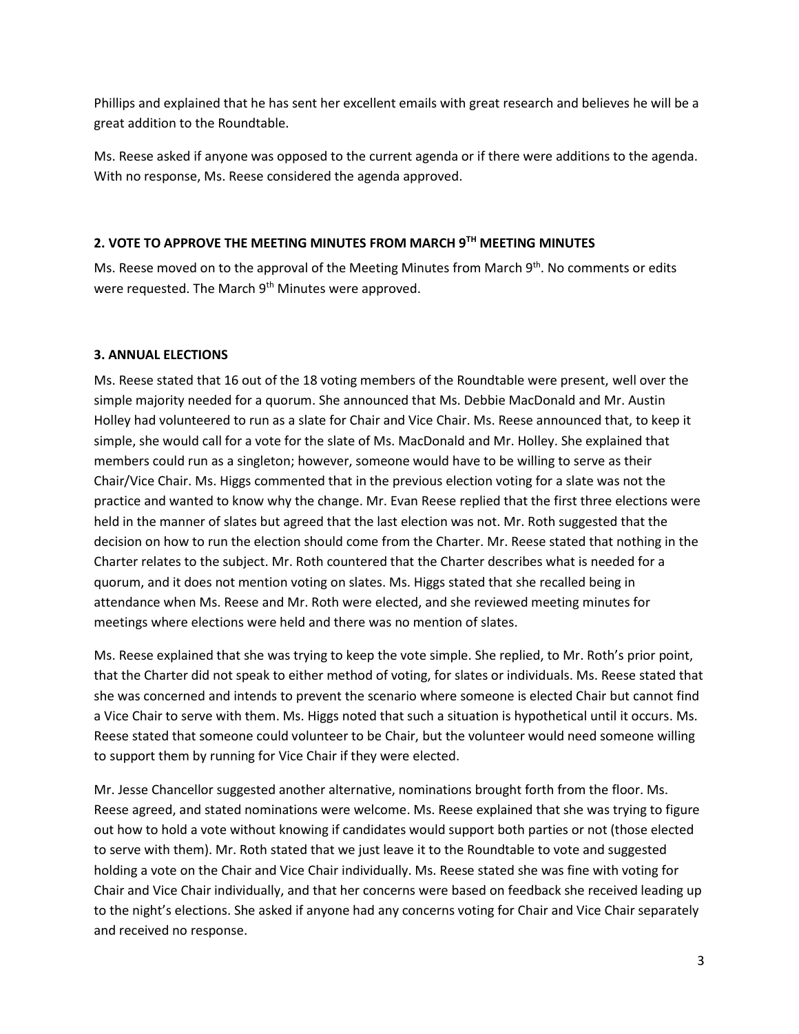Phillips and explained that he has sent her excellent emails with great research and believes he will be a great addition to the Roundtable.

Ms. Reese asked if anyone was opposed to the current agenda or if there were additions to the agenda. With no response, Ms. Reese considered the agenda approved.

## 2. VOTE TO APPROVE THE MEETING MINUTES FROM MARCH 9TH MEETING MINUTES

Ms. Reese moved on to the approval of the Meeting Minutes from March 9th. No comments or edits were requested. The March 9th Minutes were approved.

## 3. ANNUAL ELECTIONS

Ms. Reese stated that 16 out of the 18 voting members of the Roundtable were present, well over the simple majority needed for a quorum. She announced that Ms. Debbie MacDonald and Mr. Austin Holley had volunteered to run as a slate for Chair and Vice Chair. Ms. Reese announced that, to keep it simple, she would call for a vote for the slate of Ms. MacDonald and Mr. Holley. She explained that members could run as a singleton; however, someone would have to be willing to serve as their Chair/Vice Chair. Ms. Higgs commented that in the previous election voting for a slate was not the practice and wanted to know why the change. Mr. Evan Reese replied that the first three elections were held in the manner of slates but agreed that the last election was not. Mr. Roth suggested that the decision on how to run the election should come from the Charter. Mr. Reese stated that nothing in the Charter relates to the subject. Mr. Roth countered that the Charter describes what is needed for a quorum, and it does not mention voting on slates. Ms. Higgs stated that she recalled being in attendance when Ms. Reese and Mr. Roth were elected, and she reviewed meeting minutes for meetings where elections were held and there was no mention of slates.

Ms. Reese explained that she was trying to keep the vote simple. She replied, to Mr. Roth's prior point, that the Charter did not speak to either method of voting, for slates or individuals. Ms. Reese stated that she was concerned and intends to prevent the scenario where someone is elected Chair but cannot find a Vice Chair to serve with them. Ms. Higgs noted that such a situation is hypothetical until it occurs. Ms. Reese stated that someone could volunteer to be Chair, but the volunteer would need someone willing to support them by running for Vice Chair if they were elected.

Mr. Jesse Chancellor suggested another alternative, nominations brought forth from the floor. Ms. Reese agreed, and stated nominations were welcome. Ms. Reese explained that she was trying to figure out how to hold a vote without knowing if candidates would support both parties or not (those elected to serve with them). Mr. Roth stated that we just leave it to the Roundtable to vote and suggested holding a vote on the Chair and Vice Chair individually. Ms. Reese stated she was fine with voting for Chair and Vice Chair individually, and that her concerns were based on feedback she received leading up to the night's elections. She asked if anyone had any concerns voting for Chair and Vice Chair separately and received no response.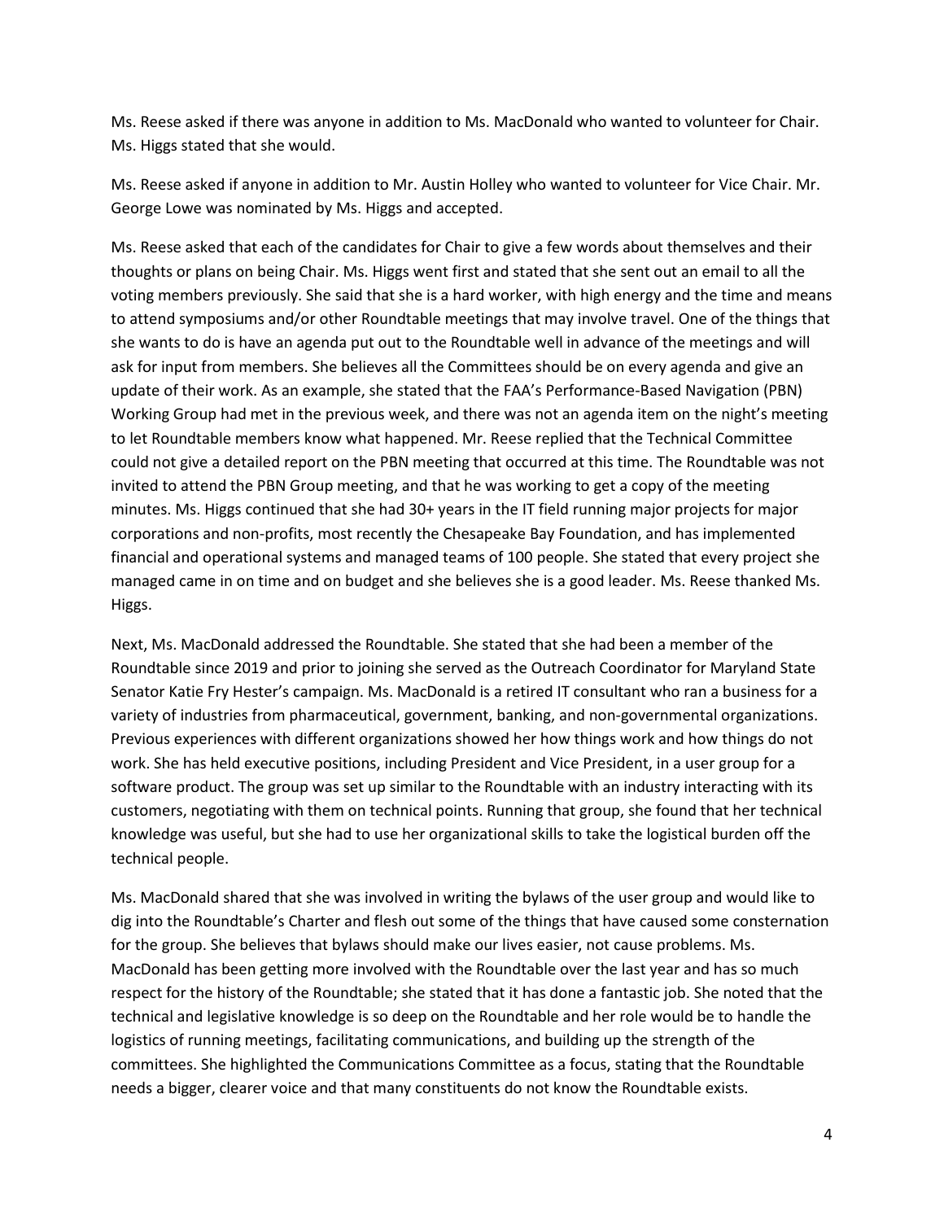Ms. Reese asked if there was anyone in addition to Ms. MacDonald who wanted to volunteer for Chair. Ms. Higgs stated that she would.

Ms. Reese asked if anyone in addition to Mr. Austin Holley who wanted to volunteer for Vice Chair. Mr. George Lowe was nominated by Ms. Higgs and accepted.

Ms. Reese asked that each of the candidates for Chair to give a few words about themselves and their thoughts or plans on being Chair. Ms. Higgs went first and stated that she sent out an email to all the voting members previously. She said that she is a hard worker, with high energy and the time and means to attend symposiums and/or other Roundtable meetings that may involve travel. One of the things that she wants to do is have an agenda put out to the Roundtable well in advance of the meetings and will ask for input from members. She believes all the Committees should be on every agenda and give an update of their work. As an example, she stated that the FAA's Performance-Based Navigation (PBN) Working Group had met in the previous week, and there was not an agenda item on the night's meeting to let Roundtable members know what happened. Mr. Reese replied that the Technical Committee could not give a detailed report on the PBN meeting that occurred at this time. The Roundtable was not invited to attend the PBN Group meeting, and that he was working to get a copy of the meeting minutes. Ms. Higgs continued that she had 30+ years in the IT field running major projects for major corporations and non-profits, most recently the Chesapeake Bay Foundation, and has implemented financial and operational systems and managed teams of 100 people. She stated that every project she managed came in on time and on budget and she believes she is a good leader. Ms. Reese thanked Ms. Higgs.

Next, Ms. MacDonald addressed the Roundtable. She stated that she had been a member of the Roundtable since 2019 and prior to joining she served as the Outreach Coordinator for Maryland State Senator Katie Fry Hester's campaign. Ms. MacDonald is a retired IT consultant who ran a business for a variety of industries from pharmaceutical, government, banking, and non-governmental organizations. Previous experiences with different organizations showed her how things work and how things do not work. She has held executive positions, including President and Vice President, in a user group for a software product. The group was set up similar to the Roundtable with an industry interacting with its customers, negotiating with them on technical points. Running that group, she found that her technical knowledge was useful, but she had to use her organizational skills to take the logistical burden off the technical people.

Ms. MacDonald shared that she was involved in writing the bylaws of the user group and would like to dig into the Roundtable's Charter and flesh out some of the things that have caused some consternation for the group. She believes that bylaws should make our lives easier, not cause problems. Ms. MacDonald has been getting more involved with the Roundtable over the last year and has so much respect for the history of the Roundtable; she stated that it has done a fantastic job. She noted that the technical and legislative knowledge is so deep on the Roundtable and her role would be to handle the logistics of running meetings, facilitating communications, and building up the strength of the committees. She highlighted the Communications Committee as a focus, stating that the Roundtable needs a bigger, clearer voice and that many constituents do not know the Roundtable exists.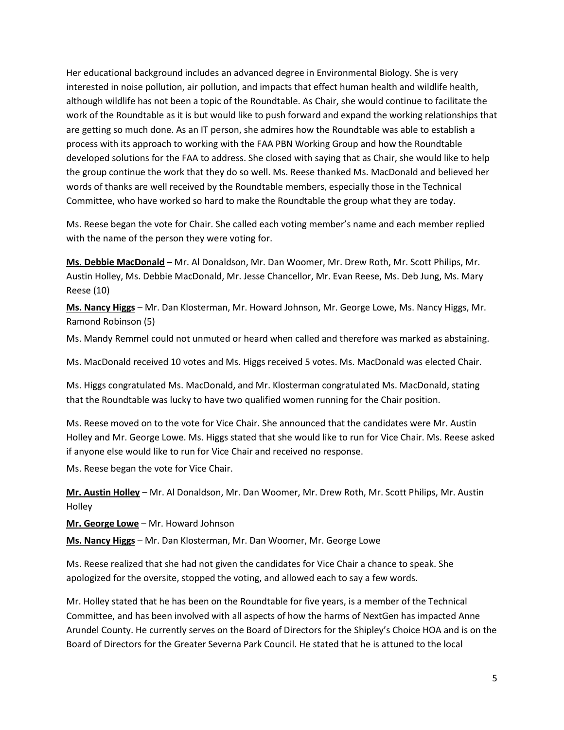Her educational background includes an advanced degree in Environmental Biology. She is very interested in noise pollution, air pollution, and impacts that effect human health and wildlife health, although wildlife has not been a topic of the Roundtable. As Chair, she would continue to facilitate the work of the Roundtable as it is but would like to push forward and expand the working relationships that are getting so much done. As an IT person, she admires how the Roundtable was able to establish a process with its approach to working with the FAA PBN Working Group and how the Roundtable developed solutions for the FAA to address. She closed with saying that as Chair, she would like to help the group continue the work that they do so well. Ms. Reese thanked Ms. MacDonald and believed her words of thanks are well received by the Roundtable members, especially those in the Technical Committee, who have worked so hard to make the Roundtable the group what they are today.

Ms. Reese began the vote for Chair. She called each voting member's name and each member replied with the name of the person they were voting for.

**Ms. Debbie MacDonald** – Mr. Al Donaldson, Mr. Dan Woomer, Mr. Drew Roth, Mr. Scott Philips, Mr. Austin Holley, Ms. Debbie MacDonald, Mr. Jesse Chancellor, Mr. Evan Reese, Ms. Deb Jung, Ms. Mary Reese (10)

**Ms. Nancy Higgs** – Mr. Dan Klosterman, Mr. Howard Johnson, Mr. George Lowe, Ms. Nancy Higgs, Mr. Ramond Robinson (5)

Ms. Mandy Remmel could not unmuted or heard when called and therefore was marked as abstaining.

Ms. MacDonald received 10 votes and Ms. Higgs received 5 votes. Ms. MacDonald was elected Chair.

Ms. Higgs congratulated Ms. MacDonald, and Mr. Klosterman congratulated Ms. MacDonald, stating that the Roundtable was lucky to have two qualified women running for the Chair position.

Ms. Reese moved on to the vote for Vice Chair. She announced that the candidates were Mr. Austin Holley and Mr. George Lowe. Ms. Higgs stated that she would like to run for Vice Chair. Ms. Reese asked if anyone else would like to run for Vice Chair and received no response.

Ms. Reese began the vote for Vice Chair.

**Mr. Austin Holley** – Mr. Al Donaldson, Mr. Dan Woomer, Mr. Drew Roth, Mr. Scott Philips, Mr. Austin Holley

**Mr. George Lowe** – Mr. Howard Johnson

**Ms. Nancy Higgs** – Mr. Dan Klosterman, Mr. Dan Woomer, Mr. George Lowe

Ms. Reese realized that she had not given the candidates for Vice Chair a chance to speak. She apologized for the oversite, stopped the voting, and allowed each to say a few words.

Mr. Holley stated that he has been on the Roundtable for five years, is a member of the Technical Committee, and has been involved with all aspects of how the harms of NextGen has impacted Anne Arundel County. He currently serves on the Board of Directors for the Shipley's Choice HOA and is on the Board of Directors for the Greater Severna Park Council. He stated that he is attuned to the local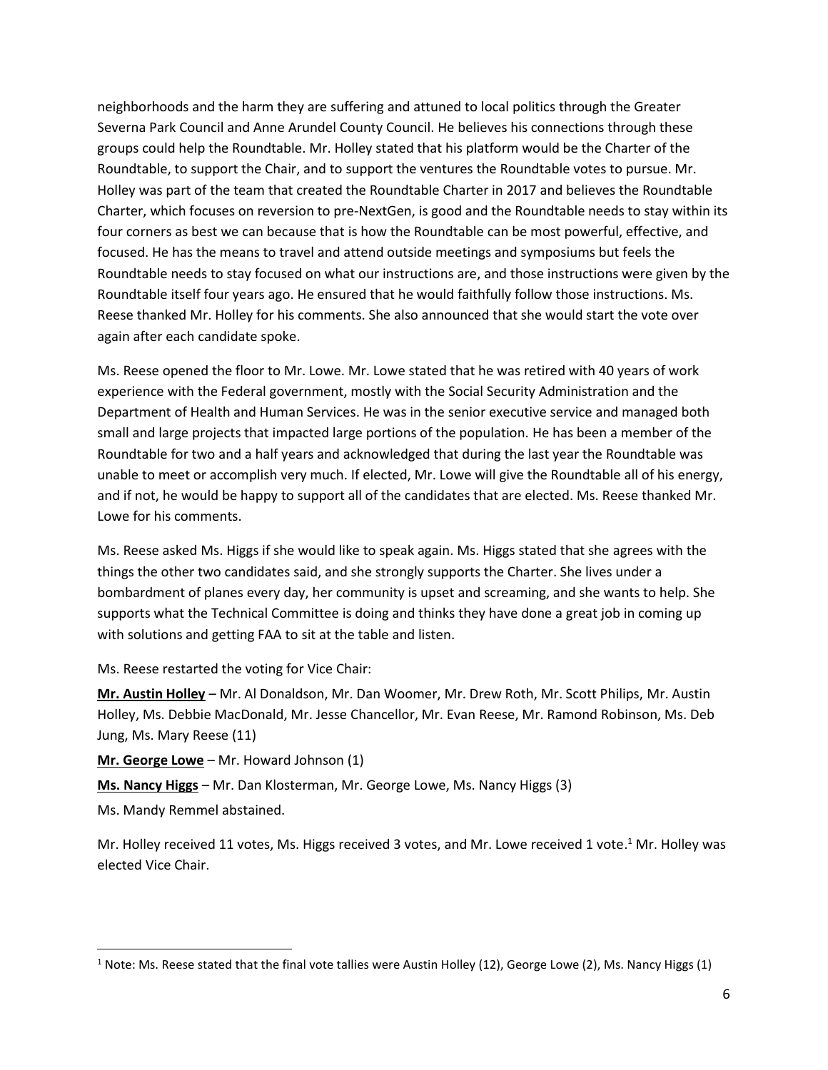neighborhoods and the harm they are suffering and attuned to local politics through the Greater Severna Park Council and Anne Arundel County Council. He believes his connections through these groups could help the Roundtable. Mr. Holley stated that his platform would be the Charter of the Roundtable, to support the Chair, and to support the ventures the Roundtable votes to pursue. Mr. Holley was part of the team that created the Roundtable Charter in 2017 and believes the Roundtable Charter, which focuses on reversion to pre-NextGen, is good and the Roundtable needs to stay within its four corners as best we can because that is how the Roundtable can be most powerful, effective, and focused. He has the means to travel and attend outside meetings and symposiums but feels the Roundtable needs to stay focused on what our instructions are, and those instructions were given by the Roundtable itself four years ago. He ensured that he would faithfully follow those instructions. Ms. Reese thanked Mr. Holley for his comments. She also announced that she would start the vote over again after each candidate spoke.

Ms. Reese opened the floor to Mr. Lowe. Mr. Lowe stated that he was retired with 40 years of work experience with the Federal government, mostly with the Social Security Administration and the Department of Health and Human Services. He was in the senior executive service and managed both small and large projects that impacted large portions of the population. He has been a member of the Roundtable for two and a half years and acknowledged that during the last year the Roundtable was unable to meet or accomplish very much. If elected, Mr. Lowe will give the Roundtable all of his energy, and if not, he would be happy to support all of the candidates that are elected. Ms. Reese thanked Mr. Lowe for his comments.

Ms. Reese asked Ms. Higgs if she would like to speak again. Ms. Higgs stated that she agrees with the things the other two candidates said, and she strongly supports the Charter. She lives under a bombardment of planes every day, her community is upset and screaming, and she wants to help. She supports what the Technical Committee is doing and thinks they have done a great job in coming up with solutions and getting FAA to sit at the table and listen.

Ms. Reese restarted the voting for Vice Chair:

**Mr. Austin Holley** – Mr. Al Donaldson, Mr. Dan Woomer, Mr. Drew Roth, Mr. Scott Philips, Mr. Austin Holley, Ms. Debbie MacDonald, Mr. Jesse Chancellor, Mr. Evan Reese, Mr. Ramond Robinson, Ms. Deb Jung, Ms. Mary Reese (11)

**Mr. George Lowe** – Mr. Howard Johnson (1)

**Ms. Nancy Higgs** – Mr. Dan Klosterman, Mr. George Lowe, Ms. Nancy Higgs (3)

Ms. Mandy Remmel abstained.

Mr. Holley received 11 votes, Ms. Higgs received 3 votes, and Mr. Lowe received 1 vote.[1] Mr. Holley was elected Vice Chair.

[1] Note: Ms. Reese stated that the final vote tallies were Austin Holley (12), George Lowe (2), Ms. Nancy Higgs (1)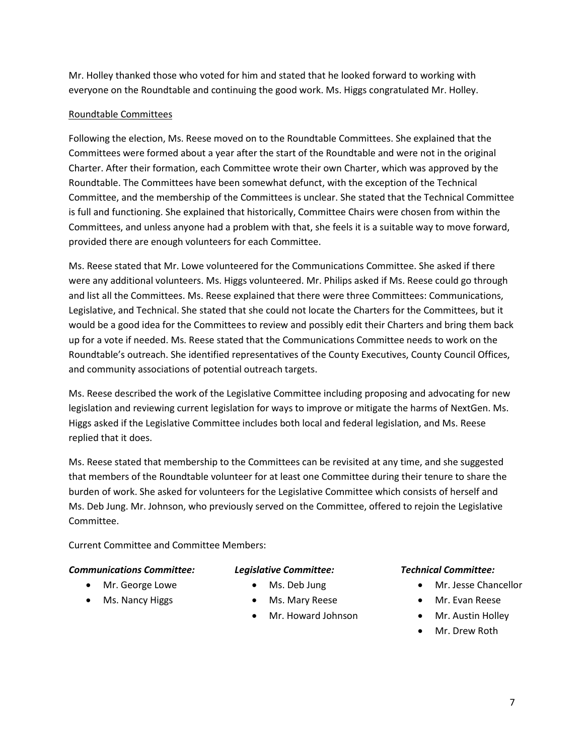Mr. Holley thanked those who voted for him and stated that he looked forward to working with everyone on the Roundtable and continuing the good work. Ms. Higgs congratulated Mr. Holley.

Roundtable Committees

Following the election, Ms. Reese moved on to the Roundtable Committees. She explained that the Committees were formed about a year after the start of the Roundtable and were not in the original Charter. After their formation, each Committee wrote their own Charter, which was approved by the Roundtable. The Committees have been somewhat defunct, with the exception of the Technical Committee, and the membership of the Committees is unclear. She stated that the Technical Committee is full and functioning. She explained that historically, Committee Chairs were chosen from within the Committees, and unless anyone had a problem with that, she feels it is a suitable way to move forward, provided there are enough volunteers for each Committee.

Ms. Reese stated that Mr. Lowe volunteered for the Communications Committee. She asked if there were any additional volunteers. Ms. Higgs volunteered. Mr. Philips asked if Ms. Reese could go through and list all the Committees. Ms. Reese explained that there were three Committees: Communications, Legislative, and Technical. She stated that she could not locate the Charters for the Committees, but it would be a good idea for the Committees to review and possibly edit their Charters and bring them back up for a vote if needed. Ms. Reese stated that the Communications Committee needs to work on the Roundtable's outreach. She identified representatives of the County Executives, County Council Offices, and community associations of potential outreach targets.

Ms. Reese described the work of the Legislative Committee including proposing and advocating for new legislation and reviewing current legislation for ways to improve or mitigate the harms of NextGen. Ms. Higgs asked if the Legislative Committee includes both local and federal legislation, and Ms. Reese replied that it does.

Ms. Reese stated that membership to the Committees can be revisited at any time, and she suggested that members of the Roundtable volunteer for at least one Committee during their tenure to share the burden of work. She asked for volunteers for the Legislative Committee which consists of herself and Ms. Deb Jung. Mr. Johnson, who previously served on the Committee, offered to rejoin the Legislative Committee.

Current Committee and Committee Members:

***Communications Committee:***

- Mr. George Lowe
- Ms. Nancy Higgs

***Legislative Committee:***

- Ms. Deb Jung
- Ms. Mary Reese
- Mr. Howard Johnson

***Technical Committee:***

- Mr. Jesse Chancellor
- Mr. Evan Reese
- Mr. Austin Holley
- Mr. Drew Roth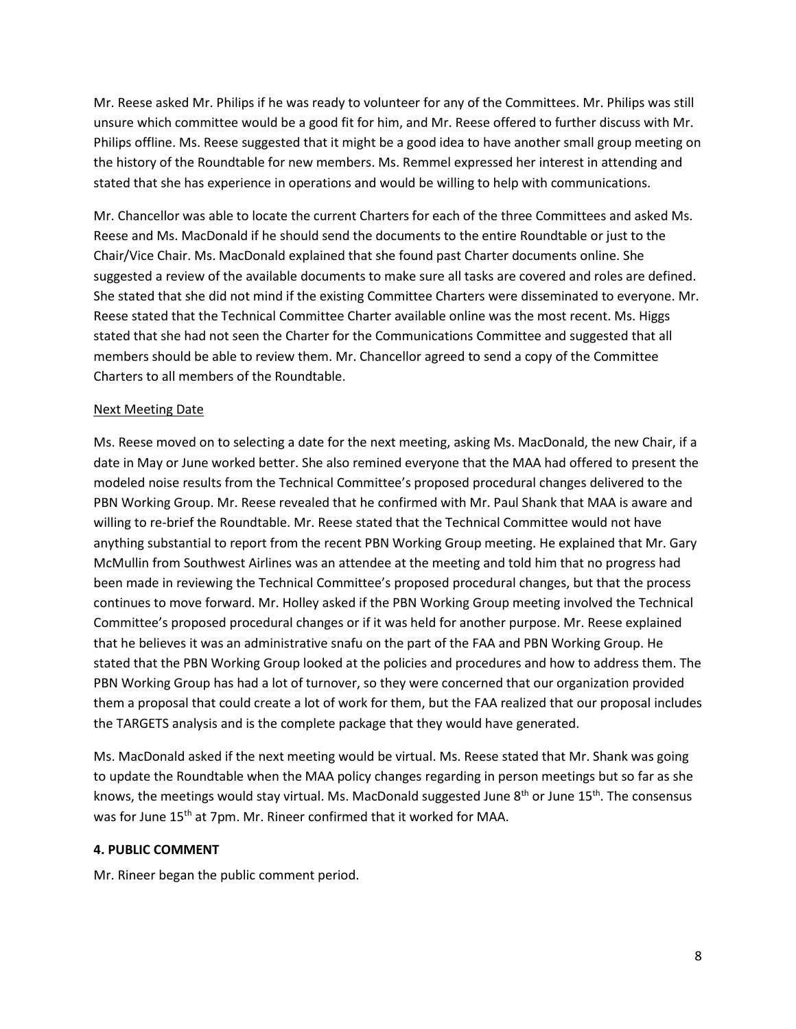Mr. Reese asked Mr. Philips if he was ready to volunteer for any of the Committees. Mr. Philips was still unsure which committee would be a good fit for him, and Mr. Reese offered to further discuss with Mr. Philips offline. Ms. Reese suggested that it might be a good idea to have another small group meeting on the history of the Roundtable for new members. Ms. Remmel expressed her interest in attending and stated that she has experience in operations and would be willing to help with communications.

Mr. Chancellor was able to locate the current Charters for each of the three Committees and asked Ms. Reese and Ms. MacDonald if he should send the documents to the entire Roundtable or just to the Chair/Vice Chair. Ms. MacDonald explained that she found past Charter documents online. She suggested a review of the available documents to make sure all tasks are covered and roles are defined. She stated that she did not mind if the existing Committee Charters were disseminated to everyone. Mr. Reese stated that the Technical Committee Charter available online was the most recent. Ms. Higgs stated that she had not seen the Charter for the Communications Committee and suggested that all members should be able to review them. Mr. Chancellor agreed to send a copy of the Committee Charters to all members of the Roundtable.

<u>Next Meeting Date</u>

Ms. Reese moved on to selecting a date for the next meeting, asking Ms. MacDonald, the new Chair, if a date in May or June worked better. She also remined everyone that the MAA had offered to present the modeled noise results from the Technical Committee's proposed procedural changes delivered to the PBN Working Group. Mr. Reese revealed that he confirmed with Mr. Paul Shank that MAA is aware and willing to re-brief the Roundtable. Mr. Reese stated that the Technical Committee would not have anything substantial to report from the recent PBN Working Group meeting. He explained that Mr. Gary McMullin from Southwest Airlines was an attendee at the meeting and told him that no progress had been made in reviewing the Technical Committee's proposed procedural changes, but that the process continues to move forward. Mr. Holley asked if the PBN Working Group meeting involved the Technical Committee's proposed procedural changes or if it was held for another purpose. Mr. Reese explained that he believes it was an administrative snafu on the part of the FAA and PBN Working Group. He stated that the PBN Working Group looked at the policies and procedures and how to address them. The PBN Working Group has had a lot of turnover, so they were concerned that our organization provided them a proposal that could create a lot of work for them, but the FAA realized that our proposal includes the TARGETS analysis and is the complete package that they would have generated.

Ms. MacDonald asked if the next meeting would be virtual. Ms. Reese stated that Mr. Shank was going to update the Roundtable when the MAA policy changes regarding in person meetings but so far as she knows, the meetings would stay virtual. Ms. MacDonald suggested June 8th or June 15th. The consensus was for June 15th at 7pm. Mr. Rineer confirmed that it worked for MAA.

**4. PUBLIC COMMENT**

Mr. Rineer began the public comment period.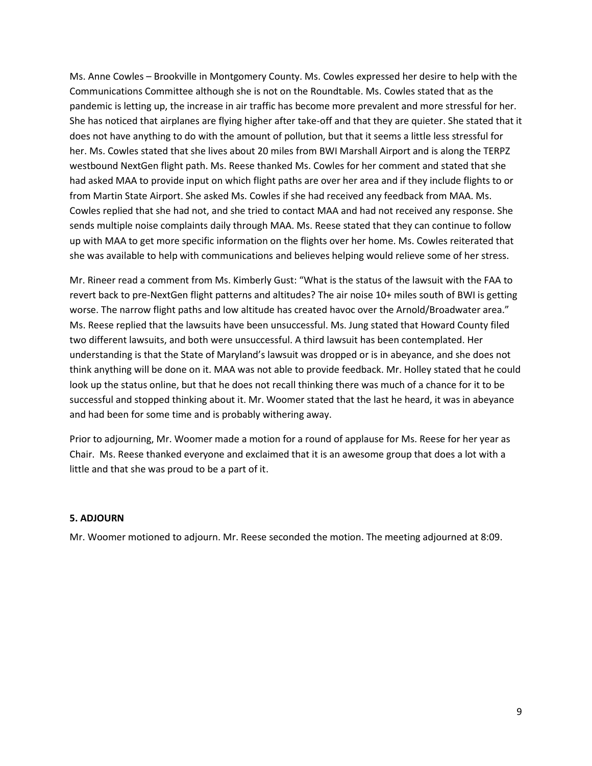Ms. Anne Cowles – Brookville in Montgomery County. Ms. Cowles expressed her desire to help with the Communications Committee although she is not on the Roundtable. Ms. Cowles stated that as the pandemic is letting up, the increase in air traffic has become more prevalent and more stressful for her. She has noticed that airplanes are flying higher after take-off and that they are quieter. She stated that it does not have anything to do with the amount of pollution, but that it seems a little less stressful for her. Ms. Cowles stated that she lives about 20 miles from BWI Marshall Airport and is along the TERPZ westbound NextGen flight path. Ms. Reese thanked Ms. Cowles for her comment and stated that she had asked MAA to provide input on which flight paths are over her area and if they include flights to or from Martin State Airport. She asked Ms. Cowles if she had received any feedback from MAA. Ms. Cowles replied that she had not, and she tried to contact MAA and had not received any response. She sends multiple noise complaints daily through MAA. Ms. Reese stated that they can continue to follow up with MAA to get more specific information on the flights over her home. Ms. Cowles reiterated that she was available to help with communications and believes helping would relieve some of her stress.

Mr. Rineer read a comment from Ms. Kimberly Gust: "What is the status of the lawsuit with the FAA to revert back to pre-NextGen flight patterns and altitudes? The air noise 10+ miles south of BWI is getting worse. The narrow flight paths and low altitude has created havoc over the Arnold/Broadwater area." Ms. Reese replied that the lawsuits have been unsuccessful. Ms. Jung stated that Howard County filed two different lawsuits, and both were unsuccessful. A third lawsuit has been contemplated. Her understanding is that the State of Maryland's lawsuit was dropped or is in abeyance, and she does not think anything will be done on it. MAA was not able to provide feedback. Mr. Holley stated that he could look up the status online, but that he does not recall thinking there was much of a chance for it to be successful and stopped thinking about it. Mr. Woomer stated that the last he heard, it was in abeyance and had been for some time and is probably withering away.

Prior to adjourning, Mr. Woomer made a motion for a round of applause for Ms. Reese for her year as Chair. Ms. Reese thanked everyone and exclaimed that it is an awesome group that does a lot with a little and that she was proud to be a part of it.

**5. ADJOURN**

Mr. Woomer motioned to adjourn. Mr. Reese seconded the motion. The meeting adjourned at 8:09.